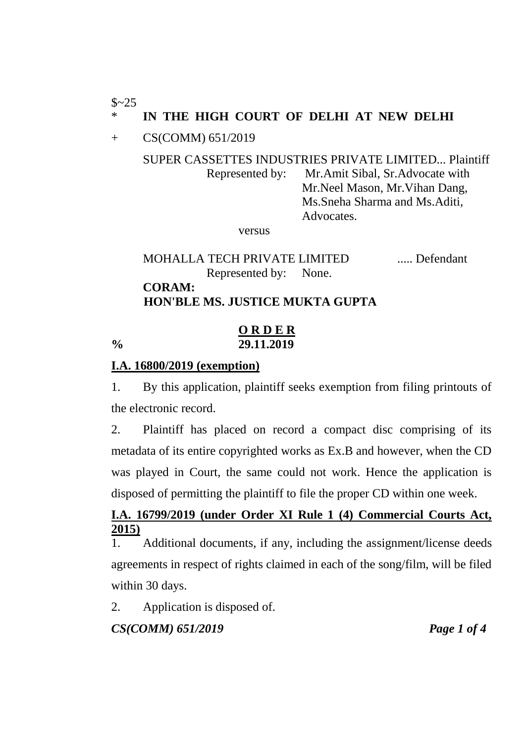$~25

\* **IN THE HIGH COURT OF DELHI AT NEW DELHI**

\+ CS(COMM) 651/2019

SUPER CASSETTES INDUSTRIES PRIVATE LIMITED... Plaintiff

Represented by: Mr.Amit Sibal, Sr.Advocate with Mr.Neel Mason, Mr.Vihan Dang, Ms.Sneha Sharma and Ms.Aditi, Advocates.

versus

MOHALLA TECH PRIVATE LIMITED ..... Defendant

Represented by: None.

**CORAM:**
**HON'BLE MS. JUSTICE MUKTA GUPTA**

**O R D E R**

% **29.11.2019**

**I.A. 16800/2019 (exemption)**

1. By this application, plaintiff seeks exemption from filing printouts of the electronic record.

2. Plaintiff has placed on record a compact disc comprising of its metadata of its entire copyrighted works as Ex.B and however, when the CD was played in Court, the same could not work. Hence the application is disposed of permitting the plaintiff to file the proper CD within one week.

**I.A. 16799/2019 (under Order XI Rule 1 (4) Commercial Courts Act, 2015)**

1. Additional documents, if any, including the assignment/license deeds agreements in respect of rights claimed in each of the song/film, will be filed within 30 days.

2. Application is disposed of.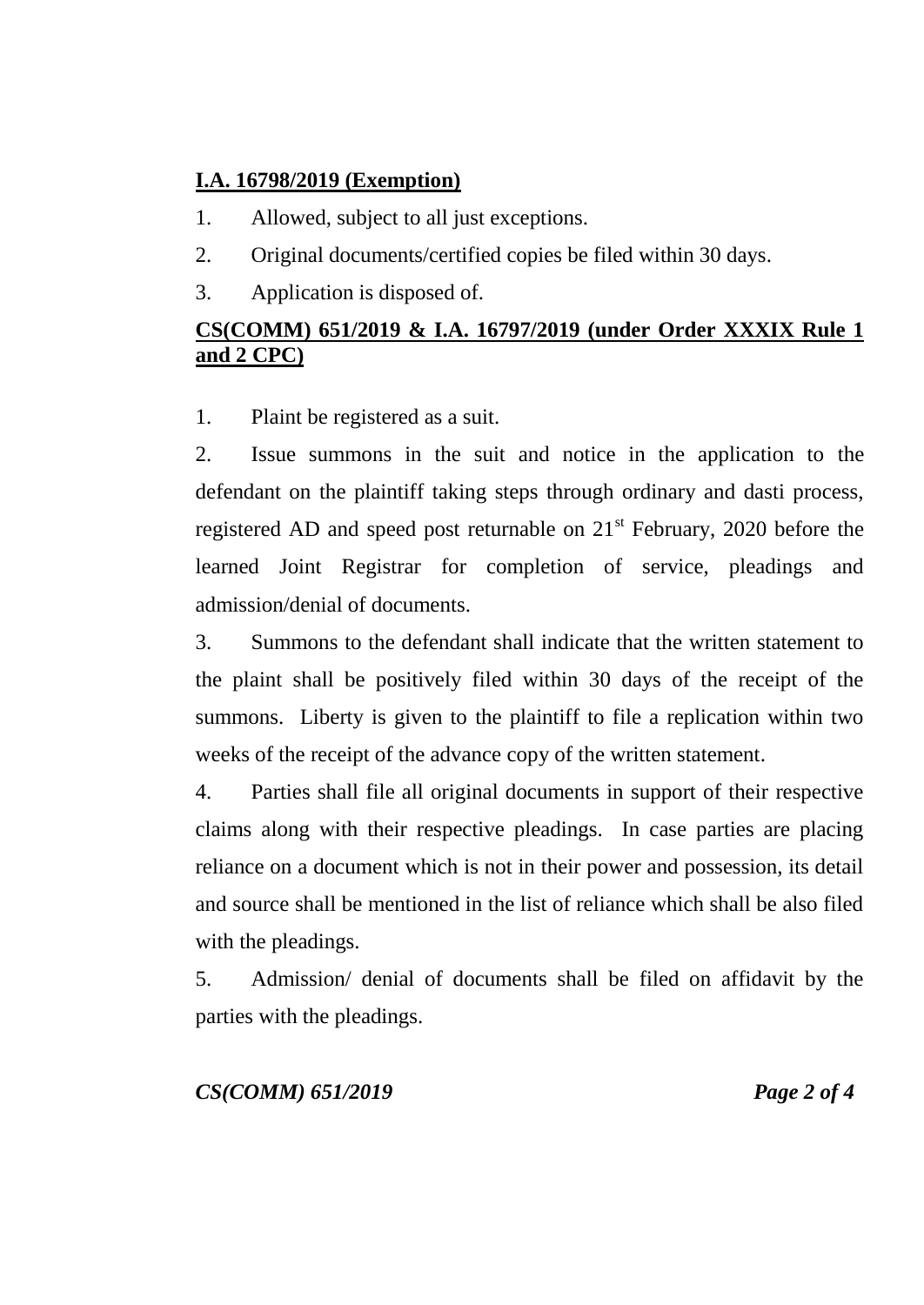**I.A. 16798/2019 (Exemption)**

1. Allowed, subject to all just exceptions.
2. Original documents/certified copies be filed within 30 days.
3. Application is disposed of.

**CS(COMM) 651/2019 & I.A. 16797/2019 (under Order XXXIX Rule 1 and 2 CPC)**

1. Plaint be registered as a suit.
2. Issue summons in the suit and notice in the application to the defendant on the plaintiff taking steps through ordinary and dasti process, registered AD and speed post returnable on 21st February, 2020 before the learned Joint Registrar for completion of service, pleadings and admission/denial of documents.
3. Summons to the defendant shall indicate that the written statement to the plaint shall be positively filed within 30 days of the receipt of the summons. Liberty is given to the plaintiff to file a replication within two weeks of the receipt of the advance copy of the written statement.
4. Parties shall file all original documents in support of their respective claims along with their respective pleadings. In case parties are placing reliance on a document which is not in their power and possession, its detail and source shall be mentioned in the list of reliance which shall be also filed with the pleadings.
5. Admission/ denial of documents shall be filed on affidavit by the parties with the pleadings.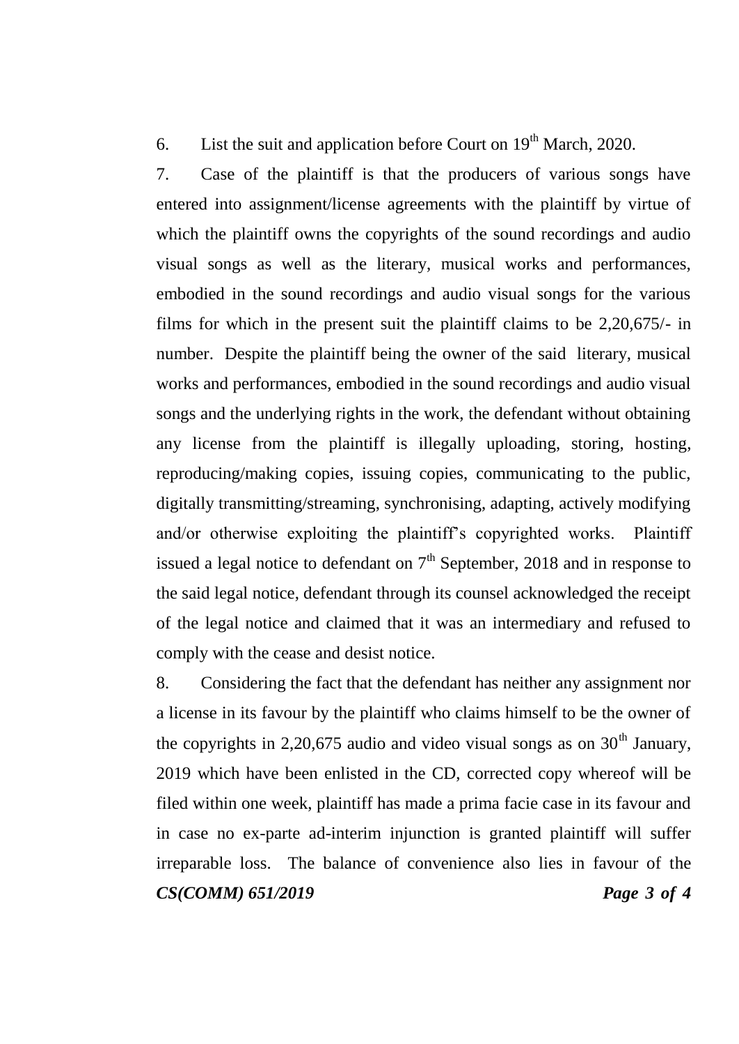6. List the suit and application before Court on 19th March, 2020.

7. Case of the plaintiff is that the producers of various songs have entered into assignment/license agreements with the plaintiff by virtue of which the plaintiff owns the copyrights of the sound recordings and audio visual songs as well as the literary, musical works and performances, embodied in the sound recordings and audio visual songs for the various films for which in the present suit the plaintiff claims to be 2,20,675/- in number. Despite the plaintiff being the owner of the said literary, musical works and performances, embodied in the sound recordings and audio visual songs and the underlying rights in the work, the defendant without obtaining any license from the plaintiff is illegally uploading, storing, hosting, reproducing/making copies, issuing copies, communicating to the public, digitally transmitting/streaming, synchronising, adapting, actively modifying and/or otherwise exploiting the plaintiff's copyrighted works. Plaintiff issued a legal notice to defendant on 7th September, 2018 and in response to the said legal notice, defendant through its counsel acknowledged the receipt of the legal notice and claimed that it was an intermediary and refused to comply with the cease and desist notice.

8. Considering the fact that the defendant has neither any assignment nor a license in its favour by the plaintiff who claims himself to be the owner of the copyrights in 2,20,675 audio and video visual songs as on 30th January, 2019 which have been enlisted in the CD, corrected copy whereof will be filed within one week, plaintiff has made a prima facie case in its favour and in case no ex-parte ad-interim injunction is granted plaintiff will suffer irreparable loss. The balance of convenience also lies in favour of the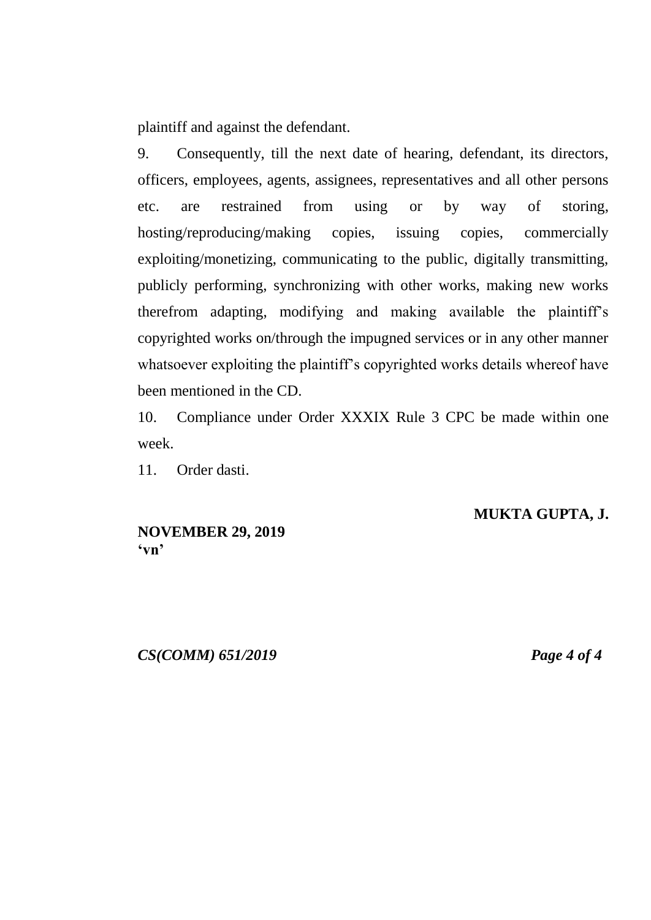plaintiff and against the defendant.

9. Consequently, till the next date of hearing, defendant, its directors, officers, employees, agents, assignees, representatives and all other persons etc. are restrained from using or by way of storing, hosting/reproducing/making copies, issuing copies, commercially exploiting/monetizing, communicating to the public, digitally transmitting, publicly performing, synchronizing with other works, making new works therefrom adapting, modifying and making available the plaintiff's copyrighted works on/through the impugned services or in any other manner whatsoever exploiting the plaintiff's copyrighted works details whereof have been mentioned in the CD.

10. Compliance under Order XXXIX Rule 3 CPC be made within one week.

11. Order dasti.

**MUKTA GUPTA, J.**

**NOVEMBER 29, 2019**
**'vn'**